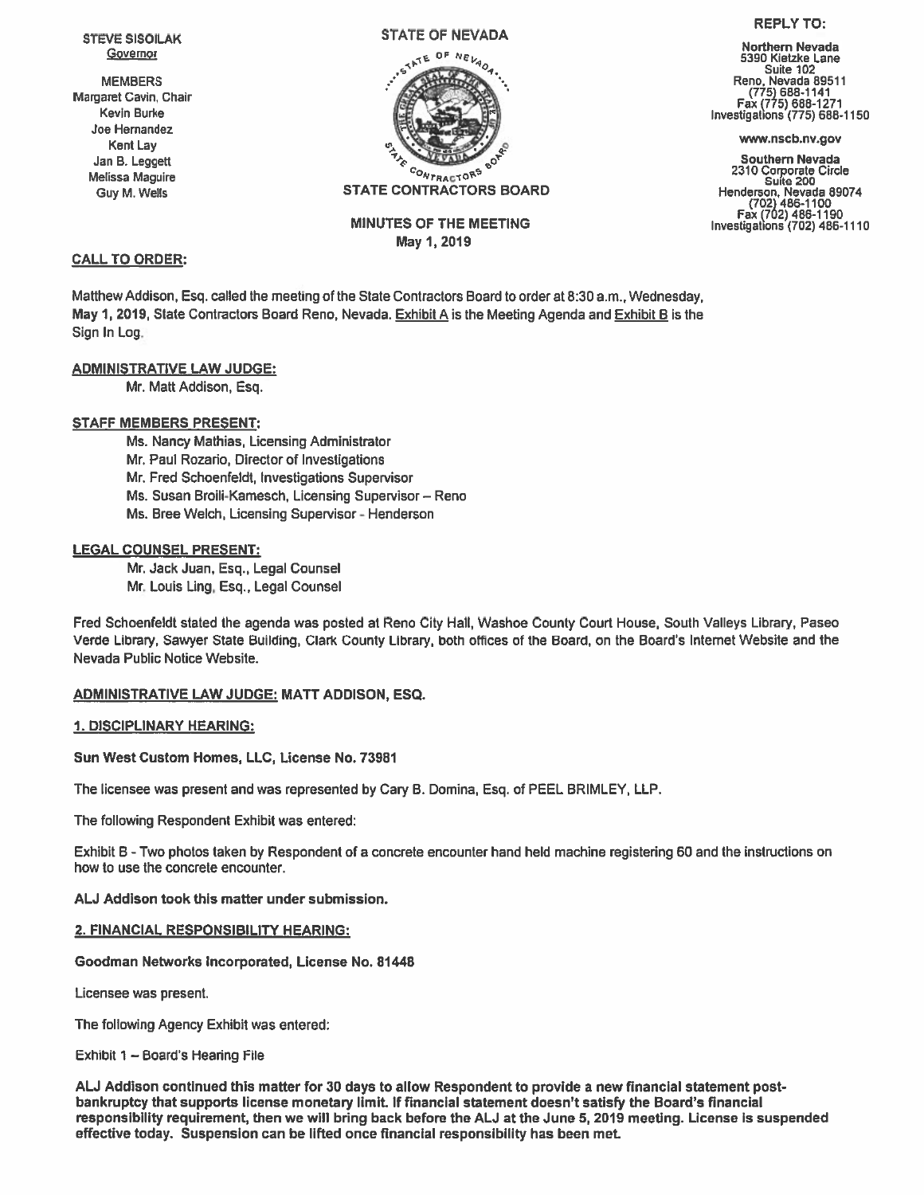STEVE SISOLAK
Governor

MEMBERS
Margaret Cavin, Chair
Kevin Burke
Joe Hernandez
Kent Lay
Jan B. Leggett
Melissa Maguire
Guy M. Wells

STATE OF NEVADA

STATE CONTRACTORS BOARD

REPLY TO:

**Northern Nevada**
5390 Kietzke Lane
Suite 102
Reno, Nevada 89511
(775) 688-1141
Fax (775) 688-1271
Investigations (775) 688-1150

www.nscb.nv.gov

**Southern Nevada**
2310 Corporate Circle
Suite 200
Henderson, Nevada 89074
(702) 486-1100
Fax (702) 486-1190
Investigations (702) 486-1110

## MINUTES OF THE MEETING
May 1, 2019

**CALL TO ORDER:**

Matthew Addison, Esq. called the meeting of the State Contractors Board to order at 8:30 a.m., Wednesday, **May 1, 2019**, State Contractors Board Reno, Nevada. Exhibit A is the Meeting Agenda and Exhibit B is the Sign In Log.

**ADMINISTRATIVE LAW JUDGE:**

Mr. Matt Addison, Esq.

**STAFF MEMBERS PRESENT:**

Ms. Nancy Mathias, Licensing Administrator
Mr. Paul Rozario, Director of Investigations
Mr. Fred Schoenfeldt, Investigations Supervisor
Ms. Susan Broili-Kamesch, Licensing Supervisor – Reno
Ms. Bree Welch, Licensing Supervisor - Henderson

**LEGAL COUNSEL PRESENT:**

Mr. Jack Juan, Esq., Legal Counsel
Mr. Louis Ling, Esq., Legal Counsel

Fred Schoenfeldt stated the agenda was posted at Reno City Hall, Washoe County Court House, South Valleys Library, Paseo Verde Library, Sawyer State Building, Clark County Library, both offices of the Board, on the Board's Internet Website and the Nevada Public Notice Website.

**ADMINISTRATIVE LAW JUDGE: MATT ADDISON, ESQ.**

**1. DISCIPLINARY HEARING:**

**Sun West Custom Homes, LLC, License No. 73981**

The licensee was present and was represented by Cary B. Domina, Esq. of PEEL BRIMLEY, LLP.

The following Respondent Exhibit was entered:

Exhibit B - Two photos taken by Respondent of a concrete encounter hand held machine registering 60 and the instructions on how to use the concrete encounter.

**ALJ Addison took this matter under submission.**

**2. FINANCIAL RESPONSIBILITY HEARING:**

**Goodman Networks Incorporated, License No. 81448**

Licensee was present.

The following Agency Exhibit was entered:

Exhibit 1 – Board's Hearing File

**ALJ Addison continued this matter for 30 days to allow Respondent to provide a new financial statement post-bankruptcy that supports license monetary limit. If financial statement doesn't satisfy the Board's financial responsibility requirement, then we will bring back before the ALJ at the June 5, 2019 meeting. License is suspended effective today. Suspension can be lifted once financial responsibility has been met.**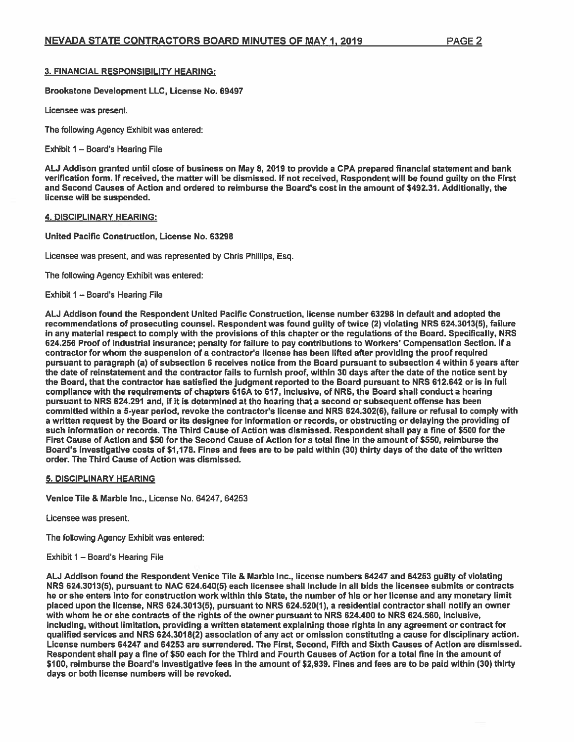### 3. FINANCIAL RESPONSIBILITY HEARING:

**Brookstone Development LLC, License No. 69497**

Licensee was present.

The following Agency Exhibit was entered:

Exhibit 1 – Board's Hearing File

**ALJ Addison granted until close of business on May 8, 2019 to provide a CPA prepared financial statement and bank verification form. If received, the matter will be dismissed. If not received, Respondent will be found guilty on the First and Second Causes of Action and ordered to reimburse the Board's cost in the amount of $492.31. Additionally, the license will be suspended.**

### 4. DISCIPLINARY HEARING:

**United Pacific Construction, License No. 63298**

Licensee was present, and was represented by Chris Phillips, Esq.

The following Agency Exhibit was entered:

Exhibit 1 – Board's Hearing File

**ALJ Addison found the Respondent United Pacific Construction, license number 63298 in default and adopted the recommendations of prosecuting counsel. Respondent was found guilty of twice (2) violating NRS 624.3013(5), failure in any material respect to comply with the provisions of this chapter or the regulations of the Board. Specifically, NRS 624.256 Proof of industrial insurance; penalty for failure to pay contributions to Workers' Compensation Section. If a contractor for whom the suspension of a contractor's license has been lifted after providing the proof required pursuant to paragraph (a) of subsection 6 receives notice from the Board pursuant to subsection 4 within 5 years after the date of reinstatement and the contractor fails to furnish proof, within 30 days after the date of the notice sent by the Board, that the contractor has satisfied the judgment reported to the Board pursuant to NRS 612.642 or is in full compliance with the requirements of chapters 616A to 617, inclusive, of NRS, the Board shall conduct a hearing pursuant to NRS 624.291 and, if it is determined at the hearing that a second or subsequent offense has been committed within a 5-year period, revoke the contractor's license and NRS 624.302(6), failure or refusal to comply with a written request by the Board or its designee for information or records, or obstructing or delaying the providing of such information or records. The Third Cause of Action was dismissed. Respondent shall pay a fine of $500 for the First Cause of Action and $50 for the Second Cause of Action for a total fine in the amount of $550, reimburse the Board's investigative costs of $1,178. Fines and fees are to be paid within (30) thirty days of the date of the written order. The Third Cause of Action was dismissed.**

### 5. DISCIPLINARY HEARING

**Venice Tile & Marble Inc.**, License No. 64247, 64253

Licensee was present.

The following Agency Exhibit was entered:

Exhibit 1 – Board's Hearing File

**ALJ Addison found the Respondent Venice Tile & Marble Inc., license numbers 64247 and 64253 guilty of violating NRS 624.3013(5), pursuant to NAC 624.640(5) each licensee shall include in all bids the licensee submits or contracts he or she enters into for construction work within this State, the number of his or her license and any monetary limit placed upon the license, NRS 624.3013(5), pursuant to NRS 624.520(1), a residential contractor shall notify an owner with whom he or she contracts of the rights of the owner pursuant to NRS 624.400 to NRS 624.560, inclusive, including, without limitation, providing a written statement explaining those rights in any agreement or contract for qualified services and NRS 624.3018(2) association of any act or omission constituting a cause for disciplinary action. License numbers 64247 and 64253 are surrendered. The First, Second, Fifth and Sixth Causes of Action are dismissed. Respondent shall pay a fine of $50 each for the Third and Fourth Causes of Action for a total fine in the amount of $100, reimburse the Board's investigative fees in the amount of $2,939. Fines and fees are to be paid within (30) thirty days or both license numbers will be revoked.**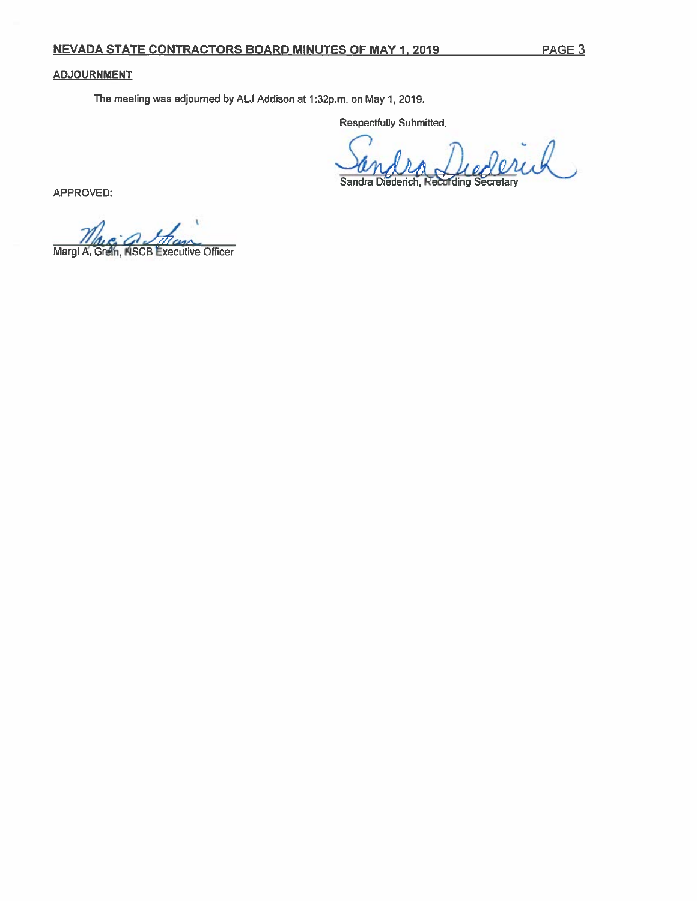**ADJOURNMENT**

The meeting was adjourned by ALJ Addison at 1:32p.m. on May 1, 2019.

Respectfully Submitted,

Sandra Diederich, Recording Secretary

APPROVED:

Margi A. Grein, NSCB Executive Officer